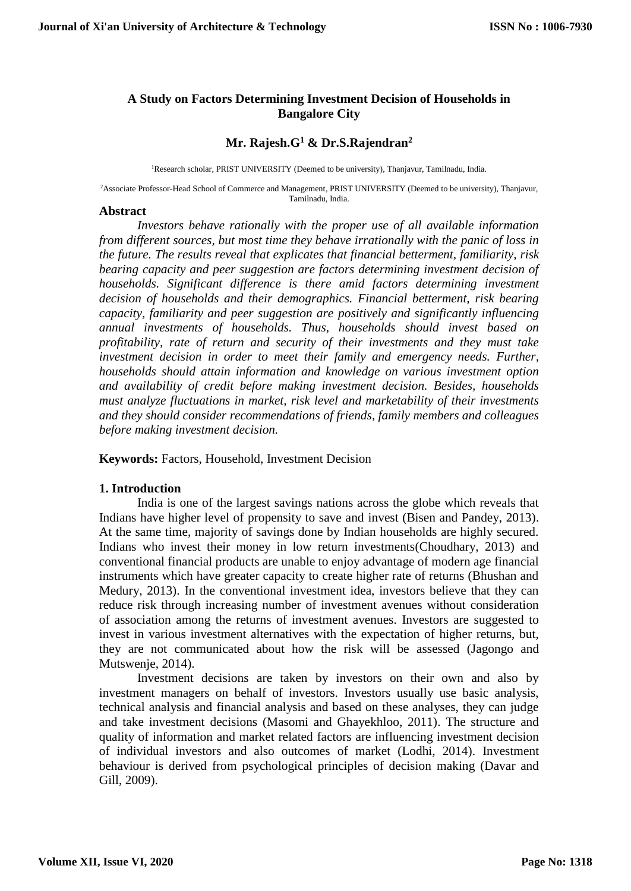# A Study on Factors Determining Investment Decision of Households in Bangalore City

**Mr. Rajesh.G[1] & Dr.S.Rajendran[2]**

[1]Research scholar, PRIST UNIVERSITY (Deemed to be university), Thanjavur, Tamilnadu, India.

[2]Associate Professor-Head School of Commerce and Management, PRIST UNIVERSITY (Deemed to be university), Thanjavur, Tamilnadu, India.

## Abstract

*Investors behave rationally with the proper use of all available information from different sources, but most time they behave irrationally with the panic of loss in the future. The results reveal that explicates that financial betterment, familiarity, risk bearing capacity and peer suggestion are factors determining investment decision of households. Significant difference is there amid factors determining investment decision of households and their demographics. Financial betterment, risk bearing capacity, familiarity and peer suggestion are positively and significantly influencing annual investments of households. Thus, households should invest based on profitability, rate of return and security of their investments and they must take investment decision in order to meet their family and emergency needs. Further, households should attain information and knowledge on various investment option and availability of credit before making investment decision. Besides, households must analyze fluctuations in market, risk level and marketability of their investments and they should consider recommendations of friends, family members and colleagues before making investment decision.*

**Keywords:** Factors, Household, Investment Decision

## 1. Introduction

India is one of the largest savings nations across the globe which reveals that Indians have higher level of propensity to save and invest (Bisen and Pandey, 2013). At the same time, majority of savings done by Indian households are highly secured. Indians who invest their money in low return investments(Choudhary, 2013) and conventional financial products are unable to enjoy advantage of modern age financial instruments which have greater capacity to create higher rate of returns (Bhushan and Medury, 2013). In the conventional investment idea, investors believe that they can reduce risk through increasing number of investment avenues without consideration of association among the returns of investment avenues. Investors are suggested to invest in various investment alternatives with the expectation of higher returns, but, they are not communicated about how the risk will be assessed (Jagongo and Mutswenje, 2014).

Investment decisions are taken by investors on their own and also by investment managers on behalf of investors. Investors usually use basic analysis, technical analysis and financial analysis and based on these analyses, they can judge and take investment decisions (Masomi and Ghayekhloo, 2011). The structure and quality of information and market related factors are influencing investment decision of individual investors and also outcomes of market (Lodhi, 2014). Investment behaviour is derived from psychological principles of decision making (Davar and Gill, 2009).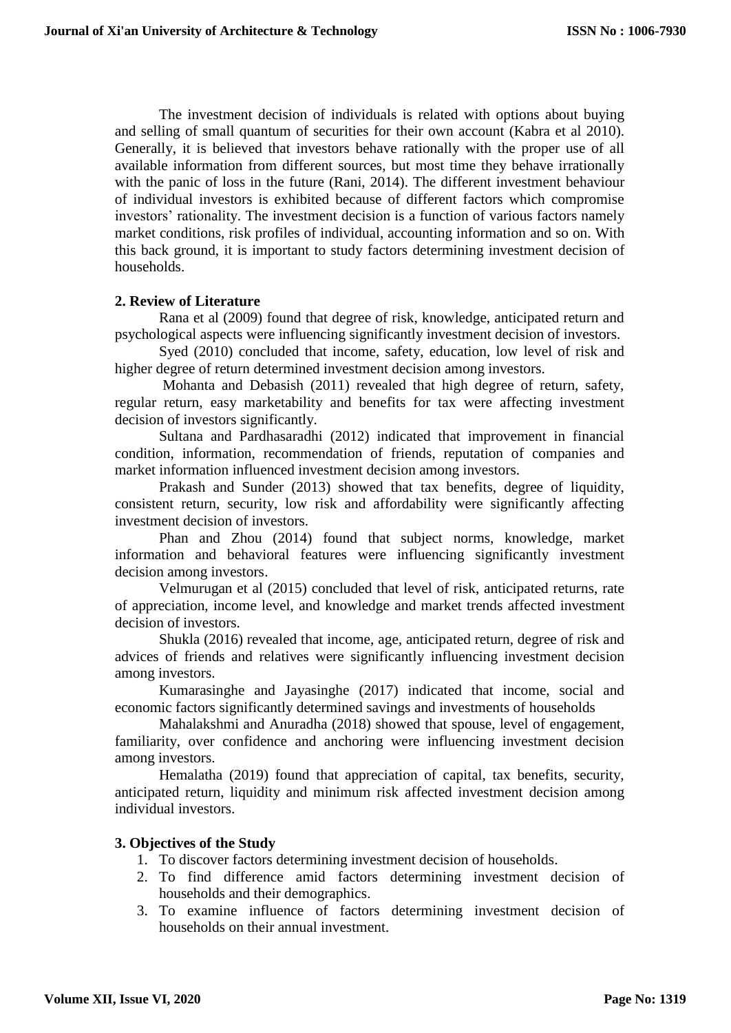The investment decision of individuals is related with options about buying and selling of small quantum of securities for their own account (Kabra et al 2010). Generally, it is believed that investors behave rationally with the proper use of all available information from different sources, but most time they behave irrationally with the panic of loss in the future (Rani, 2014). The different investment behaviour of individual investors is exhibited because of different factors which compromise investors' rationality. The investment decision is a function of various factors namely market conditions, risk profiles of individual, accounting information and so on. With this back ground, it is important to study factors determining investment decision of households.

## 2. Review of Literature

Rana et al (2009) found that degree of risk, knowledge, anticipated return and psychological aspects were influencing significantly investment decision of investors.

Syed (2010) concluded that income, safety, education, low level of risk and higher degree of return determined investment decision among investors.

Mohanta and Debasish (2011) revealed that high degree of return, safety, regular return, easy marketability and benefits for tax were affecting investment decision of investors significantly.

Sultana and Pardhasaradhi (2012) indicated that improvement in financial condition, information, recommendation of friends, reputation of companies and market information influenced investment decision among investors.

Prakash and Sunder (2013) showed that tax benefits, degree of liquidity, consistent return, security, low risk and affordability were significantly affecting investment decision of investors.

Phan and Zhou (2014) found that subject norms, knowledge, market information and behavioral features were influencing significantly investment decision among investors.

Velmurugan et al (2015) concluded that level of risk, anticipated returns, rate of appreciation, income level, and knowledge and market trends affected investment decision of investors.

Shukla (2016) revealed that income, age, anticipated return, degree of risk and advices of friends and relatives were significantly influencing investment decision among investors.

Kumarasinghe and Jayasinghe (2017) indicated that income, social and economic factors significantly determined savings and investments of households

Mahalakshmi and Anuradha (2018) showed that spouse, level of engagement, familiarity, over confidence and anchoring were influencing investment decision among investors.

Hemalatha (2019) found that appreciation of capital, tax benefits, security, anticipated return, liquidity and minimum risk affected investment decision among individual investors.

## 3. Objectives of the Study

1. To discover factors determining investment decision of households.
2. To find difference amid factors determining investment decision of households and their demographics.
3. To examine influence of factors determining investment decision of households on their annual investment.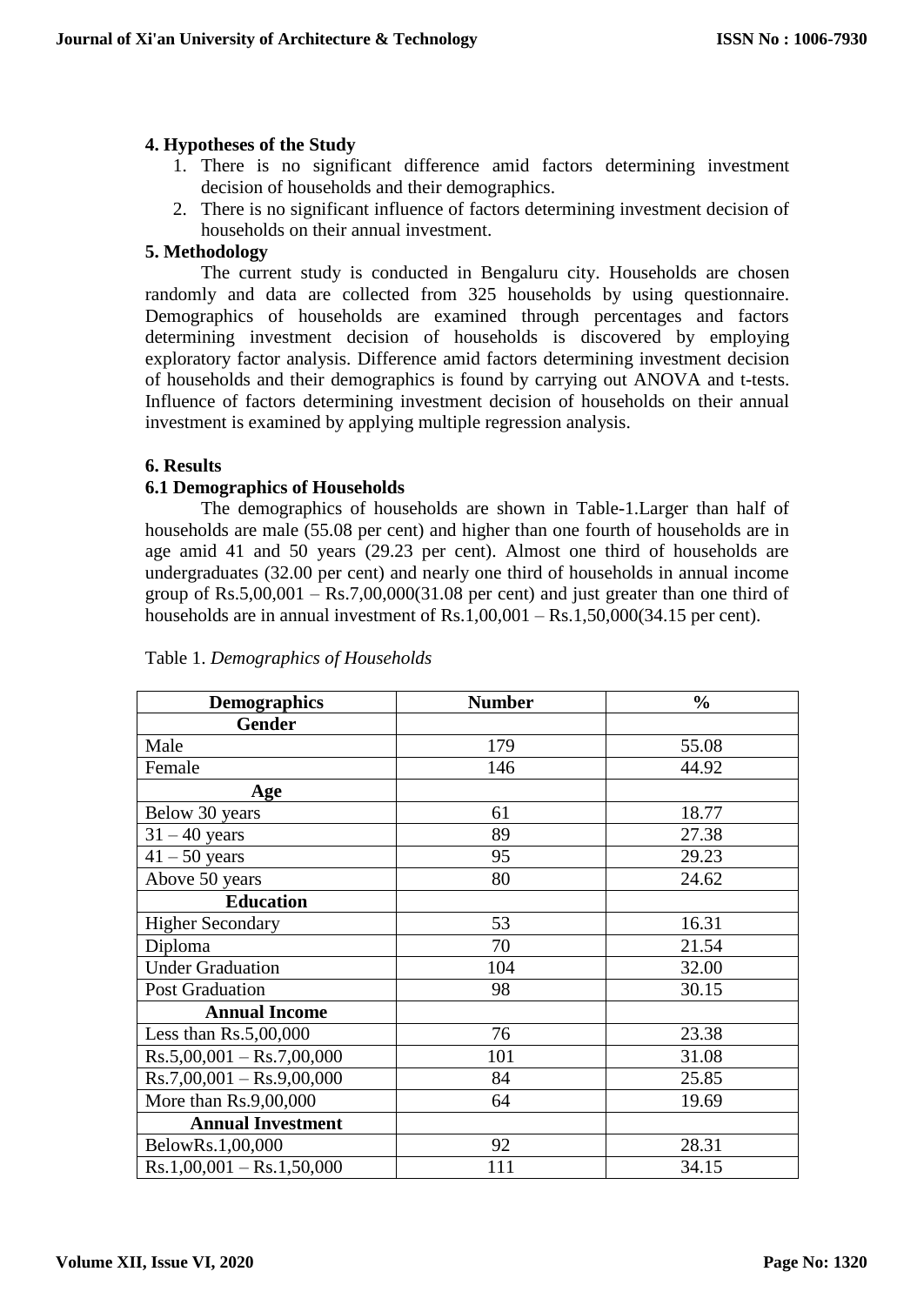## 4. Hypotheses of the Study

1. There is no significant difference amid factors determining investment decision of households and their demographics.
2. There is no significant influence of factors determining investment decision of households on their annual investment.

## 5. Methodology

The current study is conducted in Bengaluru city. Households are chosen randomly and data are collected from 325 households by using questionnaire. Demographics of households are examined through percentages and factors determining investment decision of households is discovered by employing exploratory factor analysis. Difference amid factors determining investment decision of households and their demographics is found by carrying out ANOVA and t-tests. Influence of factors determining investment decision of households on their annual investment is examined by applying multiple regression analysis.

## 6. Results

### 6.1 Demographics of Households

The demographics of households are shown in Table-1.Larger than half of households are male (55.08 per cent) and higher than one fourth of households are in age amid 41 and 50 years (29.23 per cent). Almost one third of households are undergraduates (32.00 per cent) and nearly one third of households in annual income group of Rs.5,00,001 – Rs.7,00,000(31.08 per cent) and just greater than one third of households are in annual investment of Rs.1,00,001 – Rs.1,50,000(34.15 per cent).

Table 1. *Demographics of Households*

| Demographics | Number | % |
|---|---|---|
| **Gender** | | |
| Male | 179 | 55.08 |
| Female | 146 | 44.92 |
| **Age** | | |
| Below 30 years | 61 | 18.77 |
| 31 – 40 years | 89 | 27.38 |
| 41 – 50 years | 95 | 29.23 |
| Above 50 years | 80 | 24.62 |
| **Education** | | |
| Higher Secondary | 53 | 16.31 |
| Diploma | 70 | 21.54 |
| Under Graduation | 104 | 32.00 |
| Post Graduation | 98 | 30.15 |
| **Annual Income** | | |
| Less than Rs.5,00,000 | 76 | 23.38 |
| Rs.5,00,001 – Rs.7,00,000 | 101 | 31.08 |
| Rs.7,00,001 – Rs.9,00,000 | 84 | 25.85 |
| More than Rs.9,00,000 | 64 | 19.69 |
| **Annual Investment** | | |
| BelowRs.1,00,000 | 92 | 28.31 |
| Rs.1,00,001 – Rs.1,50,000 | 111 | 34.15 |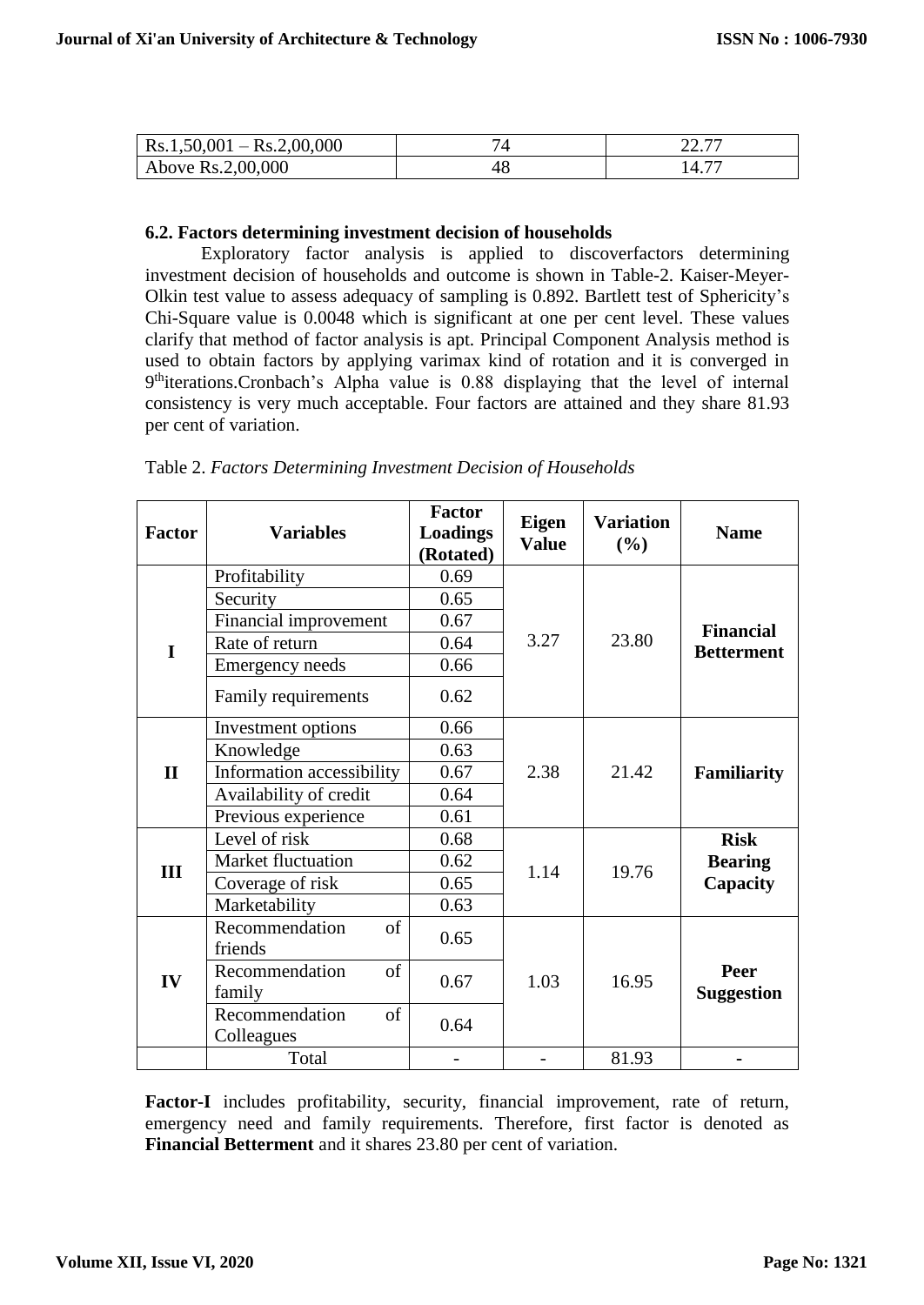| Rs.1,50,001 – Rs.2,00,000 | 74 | 22.77 |
|---|---|---|
| Above Rs.2,00,000 | 48 | 14.77 |

### 6.2. Factors determining investment decision of households

Exploratory factor analysis is applied to discoverfactors determining investment decision of households and outcome is shown in Table-2. Kaiser-Meyer-Olkin test value to assess adequacy of sampling is 0.892. Bartlett test of Sphericity's Chi-Square value is 0.0048 which is significant at one per cent level. These values clarify that method of factor analysis is apt. Principal Component Analysis method is used to obtain factors by applying varimax kind of rotation and it is converged in 9$^{th}$iterations.Cronbach's Alpha value is 0.88 displaying that the level of internal consistency is very much acceptable. Four factors are attained and they share 81.93 per cent of variation.

Table 2. *Factors Determining Investment Decision of Households*

| Factor | Variables | Factor Loadings (Rotated) | Eigen Value | Variation (%) | Name |
|---|---|---|---|---|---|
| I | Profitability | 0.69 | 3.27 | 23.80 | **Financial Betterment** |
| | Security | 0.65 | | | |
| | Financial improvement | 0.67 | | | |
| | Rate of return | 0.64 | | | |
| | Emergency needs | 0.66 | | | |
| | Family requirements | 0.62 | | | |
| II | Investment options | 0.66 | 2.38 | 21.42 | **Familiarity** |
| | Knowledge | 0.63 | | | |
| | Information accessibility | 0.67 | | | |
| | Availability of credit | 0.64 | | | |
| | Previous experience | 0.61 | | | |
| III | Level of risk | 0.68 | 1.14 | 19.76 | **Risk Bearing Capacity** |
| | Market fluctuation | 0.62 | | | |
| | Coverage of risk | 0.65 | | | |
| | Marketability | 0.63 | | | |
| IV | Recommendation of friends | 0.65 | 1.03 | 16.95 | **Peer Suggestion** |
| | Recommendation of family | 0.67 | | | |
| | Recommendation of Colleagues | 0.64 | | | |
| | Total | - | - | 81.93 | - |

**Factor-I** includes profitability, security, financial improvement, rate of return, emergency need and family requirements. Therefore, first factor is denoted as **Financial Betterment** and it shares 23.80 per cent of variation.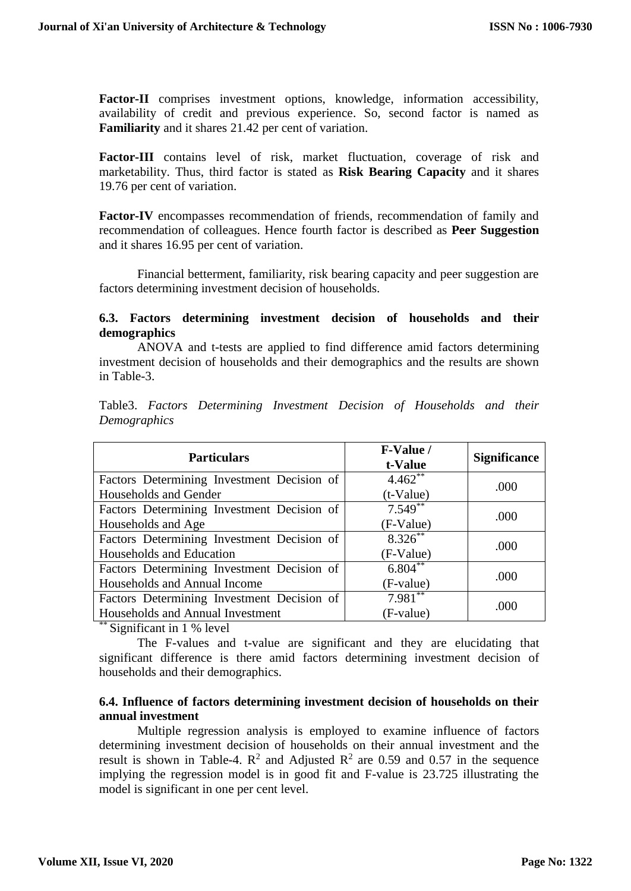**Factor-II** comprises investment options, knowledge, information accessibility, availability of credit and previous experience. So, second factor is named as **Familiarity** and it shares 21.42 per cent of variation.

**Factor-III** contains level of risk, market fluctuation, coverage of risk and marketability. Thus, third factor is stated as **Risk Bearing Capacity** and it shares 19.76 per cent of variation.

**Factor-IV** encompasses recommendation of friends, recommendation of family and recommendation of colleagues. Hence fourth factor is described as **Peer Suggestion** and it shares 16.95 per cent of variation.

Financial betterment, familiarity, risk bearing capacity and peer suggestion are factors determining investment decision of households.

### 6.3. Factors determining investment decision of households and their demographics

ANOVA and t-tests are applied to find difference amid factors determining investment decision of households and their demographics and the results are shown in Table-3.

Table3. *Factors Determining Investment Decision of Households and their Demographics*

| Particulars | F-Value / t-Value | Significance |
|---|---|---|
| Factors Determining Investment Decision of Households and Gender | 4.462** (t-Value) | .000 |
| Factors Determining Investment Decision of Households and Age | 7.549** (F-Value) | .000 |
| Factors Determining Investment Decision of Households and Education | 8.326** (F-Value) | .000 |
| Factors Determining Investment Decision of Households and Annual Income | 6.804** (F-value) | .000 |
| Factors Determining Investment Decision of Households and Annual Investment | 7.981** (F-value) | .000 |

** Significant in 1 % level

The F-values and t-value are significant and they are elucidating that significant difference is there amid factors determining investment decision of households and their demographics.

### 6.4. Influence of factors determining investment decision of households on their annual investment

Multiple regression analysis is employed to examine influence of factors determining investment decision of households on their annual investment and the result is shown in Table-4. $R^2$ and Adjusted $R^2$ are 0.59 and 0.57 in the sequence implying the regression model is in good fit and F-value is 23.725 illustrating the model is significant in one per cent level.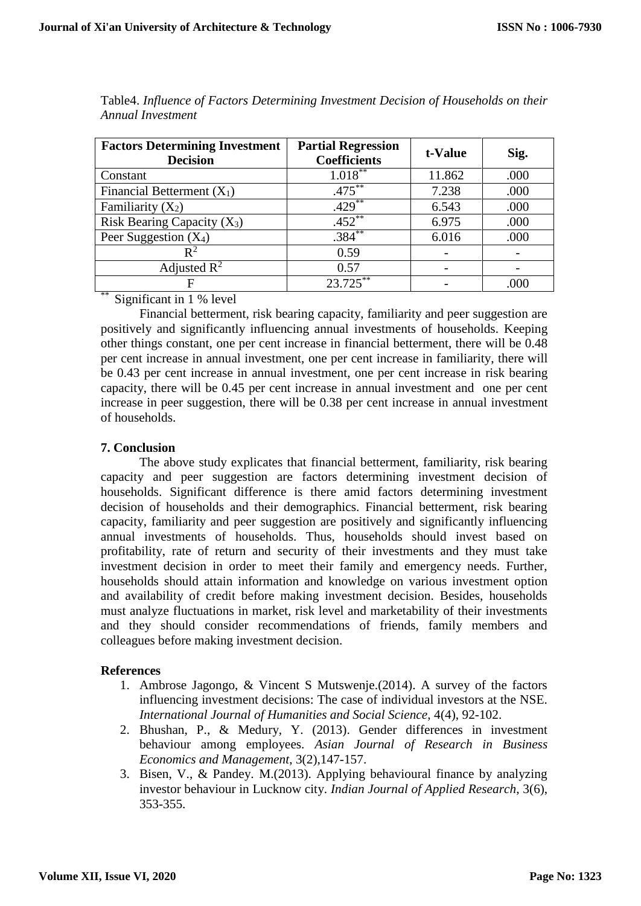Table4. *Influence of Factors Determining Investment Decision of Households on their Annual Investment*

| Factors Determining Investment Decision | Partial Regression Coefficients | t-Value | Sig. |
|---|---|---|---|
| Constant | 1.018** | 11.862 | .000 |
| Financial Betterment ($X_1$) | .475** | 7.238 | .000 |
| Familiarity ($X_2$) | .429** | 6.543 | .000 |
| Risk Bearing Capacity ($X_3$) | .452** | 6.975 | .000 |
| Peer Suggestion ($X_4$) | .384** | 6.016 | .000 |
| $R^2$ | 0.59 | - | - |
| Adjusted $R^2$ | 0.57 | - | - |
| F | 23.725** | - | .000 |

** Significant in 1 % level

Financial betterment, risk bearing capacity, familiarity and peer suggestion are positively and significantly influencing annual investments of households. Keeping other things constant, one per cent increase in financial betterment, there will be 0.48 per cent increase in annual investment, one per cent increase in familiarity, there will be 0.43 per cent increase in annual investment, one per cent increase in risk bearing capacity, there will be 0.45 per cent increase in annual investment and one per cent increase in peer suggestion, there will be 0.38 per cent increase in annual investment of households.

## 7. Conclusion

The above study explicates that financial betterment, familiarity, risk bearing capacity and peer suggestion are factors determining investment decision of households. Significant difference is there amid factors determining investment decision of households and their demographics. Financial betterment, risk bearing capacity, familiarity and peer suggestion are positively and significantly influencing annual investments of households. Thus, households should invest based on profitability, rate of return and security of their investments and they must take investment decision in order to meet their family and emergency needs. Further, households should attain information and knowledge on various investment option and availability of credit before making investment decision. Besides, households must analyze fluctuations in market, risk level and marketability of their investments and they should consider recommendations of friends, family members and colleagues before making investment decision.

## References

1. Ambrose Jagongo, & Vincent S Mutswenje.(2014). A survey of the factors influencing investment decisions: The case of individual investors at the NSE. *International Journal of Humanities and Social Science*, 4(4), 92-102.
2. Bhushan, P., & Medury, Y. (2013). Gender differences in investment behaviour among employees. *Asian Journal of Research in Business Economics and Management*, 3(2),147-157.
3. Bisen, V., & Pandey. M.(2013). Applying behavioural finance by analyzing investor behaviour in Lucknow city. *Indian Journal of Applied Research*, 3(6), 353-355.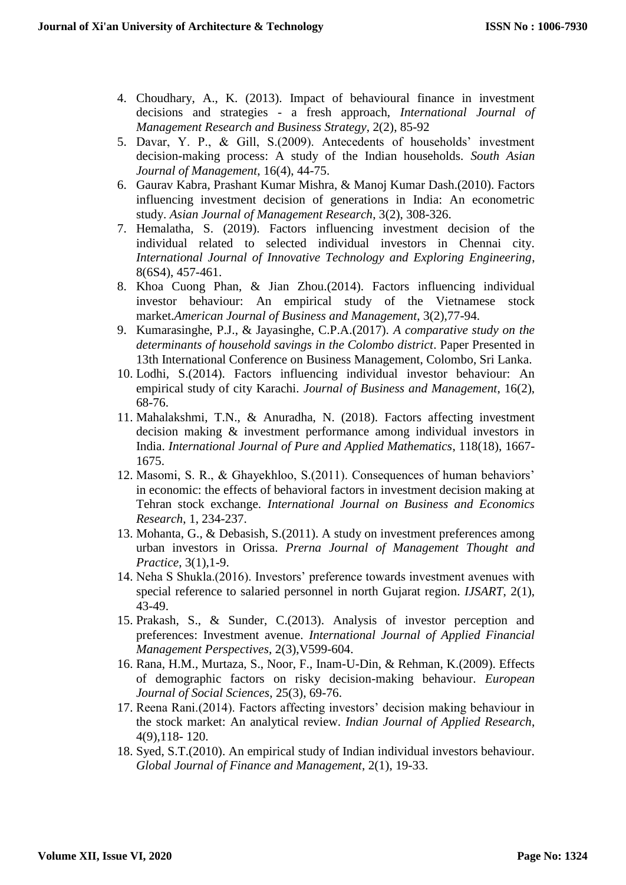4. Choudhary, A., K. (2013). Impact of behavioural finance in investment decisions and strategies - a fresh approach, *International Journal of Management Research and Business Strategy*, 2(2), 85-92
5. Davar, Y. P., & Gill, S.(2009). Antecedents of households' investment decision-making process: A study of the Indian households. *South Asian Journal of Management*, 16(4), 44-75.
6. Gaurav Kabra, Prashant Kumar Mishra, & Manoj Kumar Dash.(2010). Factors influencing investment decision of generations in India: An econometric study. *Asian Journal of Management Research*, 3(2), 308-326.
7. Hemalatha, S. (2019). Factors influencing investment decision of the individual related to selected individual investors in Chennai city. *International Journal of Innovative Technology and Exploring Engineering*, 8(6S4), 457-461.
8. Khoa Cuong Phan, & Jian Zhou.(2014). Factors influencing individual investor behaviour: An empirical study of the Vietnamese stock market.*American Journal of Business and Management*, 3(2),77-94.
9. Kumarasinghe, P.J., & Jayasinghe, C.P.A.(2017). *A comparative study on the determinants of household savings in the Colombo district*. Paper Presented in 13th International Conference on Business Management, Colombo, Sri Lanka.
10. Lodhi, S.(2014). Factors influencing individual investor behaviour: An empirical study of city Karachi. *Journal of Business and Management*, 16(2), 68-76.
11. Mahalakshmi, T.N., & Anuradha, N. (2018). Factors affecting investment decision making & investment performance among individual investors in India. *International Journal of Pure and Applied Mathematics*, 118(18), 1667-1675.
12. Masomi, S. R., & Ghayekhloo, S.(2011). Consequences of human behaviors' in economic: the effects of behavioral factors in investment decision making at Tehran stock exchange. *International Journal on Business and Economics Research*, 1, 234-237.
13. Mohanta, G., & Debasish, S.(2011). A study on investment preferences among urban investors in Orissa. *Prerna Journal of Management Thought and Practice*, 3(1),1-9.
14. Neha S Shukla.(2016). Investors' preference towards investment avenues with special reference to salaried personnel in north Gujarat region. *IJSART*, 2(1), 43-49.
15. Prakash, S., & Sunder, C.(2013). Analysis of investor perception and preferences: Investment avenue. *International Journal of Applied Financial Management Perspectives*, 2(3),V599-604.
16. Rana, H.M., Murtaza, S., Noor, F., Inam-U-Din, & Rehman, K.(2009). Effects of demographic factors on risky decision-making behaviour. *European Journal of Social Sciences*, 25(3), 69-76.
17. Reena Rani.(2014). Factors affecting investors' decision making behaviour in the stock market: An analytical review. *Indian Journal of Applied Research*, 4(9),118- 120.
18. Syed, S.T.(2010). An empirical study of Indian individual investors behaviour. *Global Journal of Finance and Management*, 2(1), 19-33.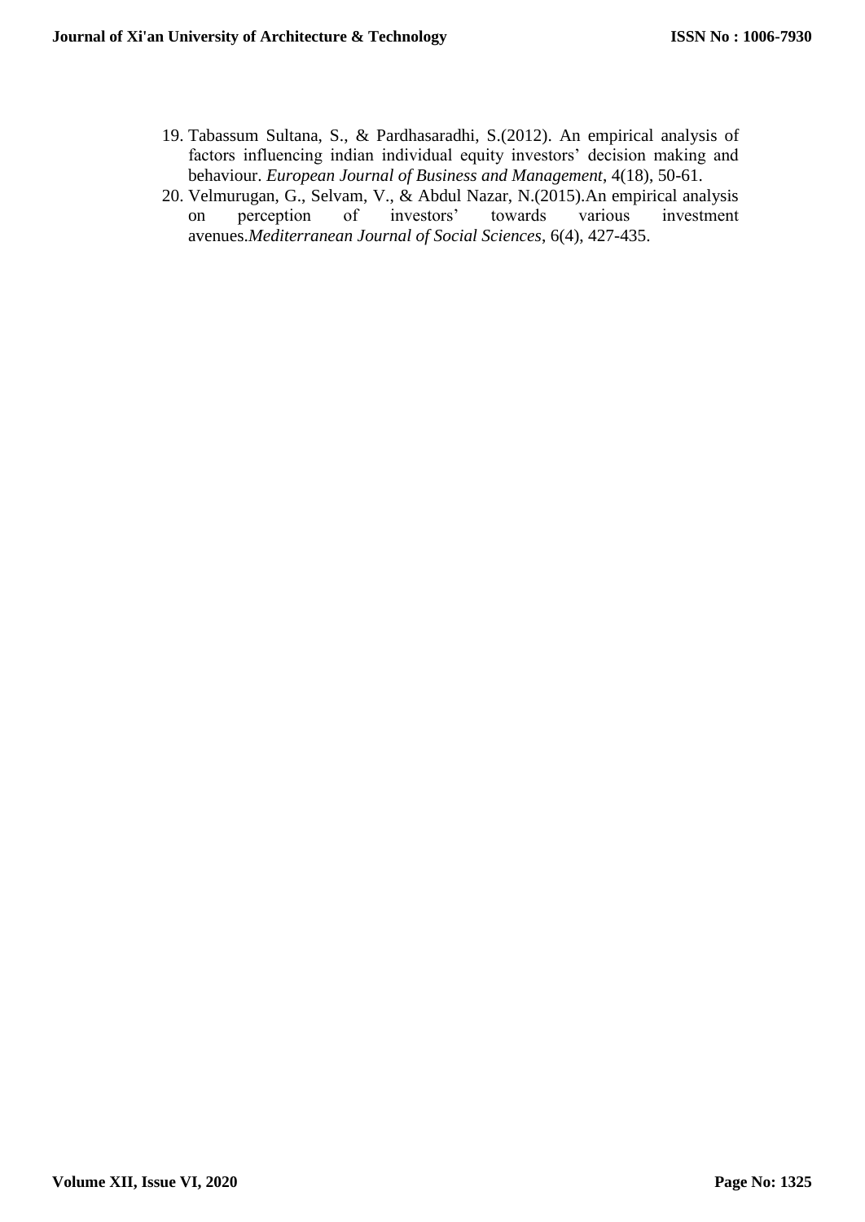19. Tabassum Sultana, S., & Pardhasaradhi, S.(2012). An empirical analysis of factors influencing indian individual equity investors' decision making and behaviour. *European Journal of Business and Management*, 4(18), 50-61.
20. Velmurugan, G., Selvam, V., & Abdul Nazar, N.(2015).An empirical analysis on perception of investors' towards various investment avenues.*Mediterranean Journal of Social Sciences*, 6(4), 427-435.